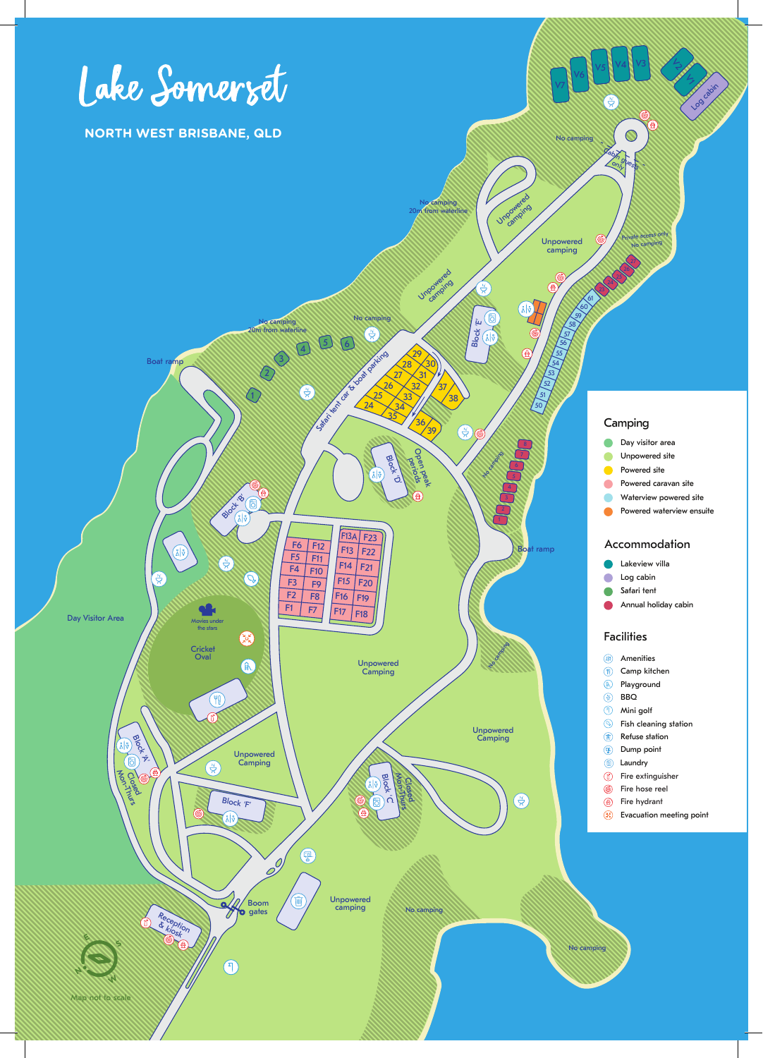# Lake Somerset

**NORTH WEST BRISBANE, QLD**

## Camping

- Day visitor area
- Unpowered site
- Powered site
- Powered caravan site
- Waterview powered site
- Powered waterview ensuite

## Accommodation

- Lakeview villa
- Log cabin
- Safari tent
- Annual holiday cabin

## Facilities

- Amenities
- Camp kitchen
- Playground
- BBQ
- Mini golf
- Fish cleaning station
- Refuse station
- Dump point
- Laundry
- Fire extinguisher
- Fire hose reel
- Fire hydrant
- Evacuation meeting point

V7 V6 V5 V4 V3 V2 V1 Log cabin

No camping

Cabin guests only

Private access only No camping

No camping 20m from waterline

Unpowered camping

Unpowered camping

Unpowered camping

No camping

No camping 20m from waterline

1 2 3 4 5 6

Boat ramp

Safari tent car & boat parking

29 30 28 31 27 32 26 33 25 34 24 35 37 38 36 39

Block 'E'

61 60 59 58 57 56 55 54 53 52 51 50

Open peak periods

Block 'D'

No camping

Block 'B'

Boat ramp

F13A F23 F6 F12 F13 F22 F5 F11 F4 F10 F14 F21 F3 F9 F15 F20 F2 F8 F16 F19 F1 F7 F17 F18

Day Visitor Area

Movies under the stars

Cricket Oval

Unpowered Camping

No camping

Unpowered Camping

Block 'A' Closed Mon-Thurs

Unpowered Camping

Block 'F'

Block 'C' Closed Mon-Thurs

Boom gates

Unpowered camping

No camping

No camping

Reception & kiosk

Map not to scale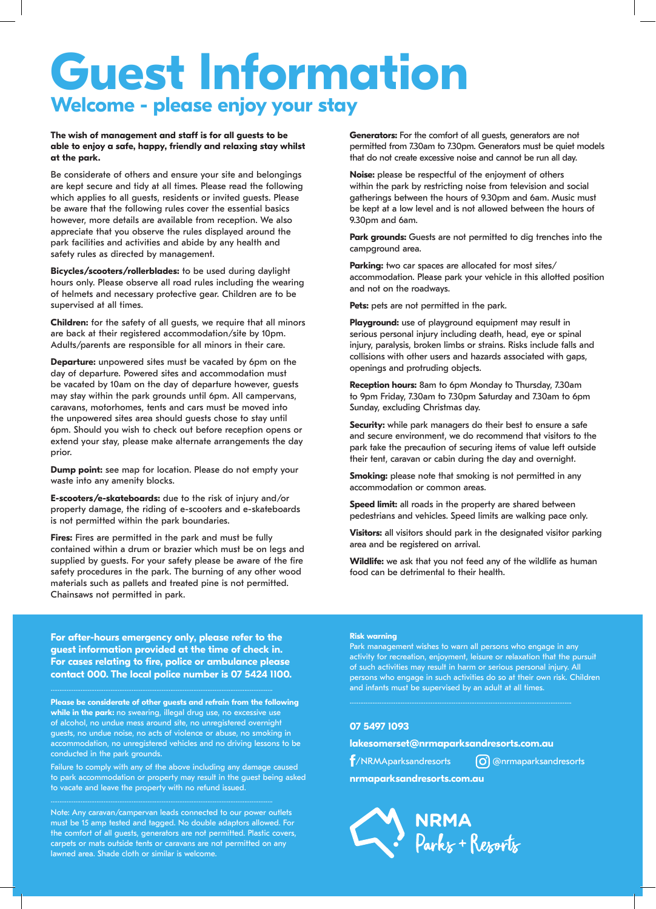# Guest Information

## Welcome - please enjoy your stay

**The wish of management and staff is for all guests to be able to enjoy a safe, happy, friendly and relaxing stay whilst at the park.**

Be considerate of others and ensure your site and belongings are kept secure and tidy at all times. Please read the following which applies to all guests, residents or invited guests. Please be aware that the following rules cover the essential basics however, more details are available from reception. We also appreciate that you observe the rules displayed around the park facilities and activities and abide by any health and safety rules as directed by management.

**Bicycles/scooters/rollerblades:** to be used during daylight hours only. Please observe all road rules including the wearing of helmets and necessary protective gear. Children are to be supervised at all times.

**Children:** for the safety of all guests, we require that all minors are back at their registered accommodation/site by 10pm. Adults/parents are responsible for all minors in their care.

**Departure:** unpowered sites must be vacated by 6pm on the day of departure. Powered sites and accommodation must be vacated by 10am on the day of departure however, guests may stay within the park grounds until 6pm. All campervans, caravans, motorhomes, tents and cars must be moved into the unpowered sites area should guests chose to stay until 6pm. Should you wish to check out before reception opens or extend your stay, please make alternate arrangements the day prior.

**Dump point:** see map for location. Please do not empty your waste into any amenity blocks.

**E-scooters/e-skateboards:** due to the risk of injury and/or property damage, the riding of e-scooters and e-skateboards is not permitted within the park boundaries.

**Fires:** Fires are permitted in the park and must be fully contained within a drum or brazier which must be on legs and supplied by guests. For your safety please be aware of the fire safety procedures in the park. The burning of any other wood materials such as pallets and treated pine is not permitted. Chainsaws not permitted in park.

**Generators:** For the comfort of all guests, generators are not permitted from 7.30am to 7.30pm. Generators must be quiet models that do not create excessive noise and cannot be run all day.

**Noise:** please be respectful of the enjoyment of others within the park by restricting noise from television and social gatherings between the hours of 9.30pm and 6am. Music must be kept at a low level and is not allowed between the hours of 9.30pm and 6am.

**Park grounds:** Guests are not permitted to dig trenches into the campground area.

**Parking:** two car spaces are allocated for most sites/accommodation. Please park your vehicle in this allotted position and not on the roadways.

**Pets:** pets are not permitted in the park.

**Playground:** use of playground equipment may result in serious personal injury including death, head, eye or spinal injury, paralysis, broken limbs or strains. Risks include falls and collisions with other users and hazards associated with gaps, openings and protruding objects.

**Reception hours:** 8am to 6pm Monday to Thursday, 7.30am to 9pm Friday, 7.30am to 7.30pm Saturday and 7.30am to 6pm Sunday, excluding Christmas day.

**Security:** while park managers do their best to ensure a safe and secure environment, we do recommend that visitors to the park take the precaution of securing items of value left outside their tent, caravan or cabin during the day and overnight.

**Smoking:** please note that smoking is not permitted in any accommodation or common areas.

**Speed limit:** all roads in the property are shared between pedestrians and vehicles. Speed limits are walking pace only.

**Visitors:** all visitors should park in the designated visitor parking area and be registered on arrival.

**Wildlife:** we ask that you not feed any of the wildlife as human food can be detrimental to their health.

**For after-hours emergency only, please refer to the guest information provided at the time of check in. For cases relating to fire, police or ambulance please contact 000. The local police number is 07 5424 1100.**

**Please be considerate of other guests and refrain from the following while in the park:** no swearing, illegal drug use, no excessive use of alcohol, no undue mess around site, no unregistered overnight guests, no undue noise, no acts of violence or abuse, no smoking in accommodation, no unregistered vehicles and no driving lessons to be conducted in the park grounds.

Failure to comply with any of the above including any damage caused to park accommodation or property may result in the guest being asked to vacate and leave the property with no refund issued.

Note: Any caravan/campervan leads connected to our power outlets must be 15 amp tested and tagged. No double adaptors allowed. For the comfort of all guests, generators are not permitted. Plastic covers, carpets or mats outside tents or caravans are not permitted on any lawned area. Shade cloth or similar is welcome.

**Risk warning**

Park management wishes to warn all persons who engage in any activity for recreation, enjoyment, leisure or relaxation that the pursuit of such activities may result in harm or serious personal injury. All persons who engage in such activities do so at their own risk. Children and infants must be supervised by an adult at all times.

**07 5497 1093**

**lakesomerset@nrmaparksandresorts.com.au**

f/NRMAparksandresorts @nrmaparksandresorts

**nrmaparksandresorts.com.au**

NRMA Parks + Resorts